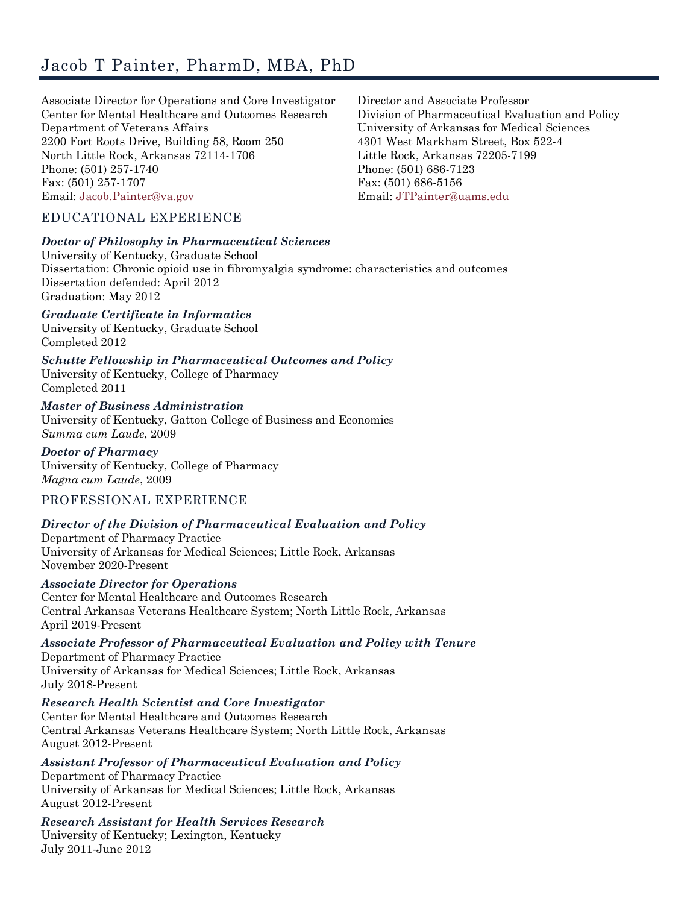# Jacob T Painter, PharmD, MBA, PhD

Associate Director for Operations and Core Investigator
Center for Mental Healthcare and Outcomes Research
Department of Veterans Affairs
2200 Fort Roots Drive, Building 58, Room 250
North Little Rock, Arkansas 72114-1706
Phone: (501) 257-1740
Fax: (501) 257-1707
Email: Jacob.Painter@va.gov

Director and Associate Professor
Division of Pharmaceutical Evaluation and Policy
University of Arkansas for Medical Sciences
4301 West Markham Street, Box 522-4
Little Rock, Arkansas 72205-7199
Phone: (501) 686-7123
Fax: (501) 686-5156
Email: JTPainter@uams.edu

## EDUCATIONAL EXPERIENCE

***Doctor of Philosophy in Pharmaceutical Sciences***
University of Kentucky, Graduate School
Dissertation: Chronic opioid use in fibromyalgia syndrome: characteristics and outcomes
Dissertation defended: April 2012
Graduation: May 2012

***Graduate Certificate in Informatics***
University of Kentucky, Graduate School
Completed 2012

***Schutte Fellowship in Pharmaceutical Outcomes and Policy***
University of Kentucky, College of Pharmacy
Completed 2011

***Master of Business Administration***
University of Kentucky, Gatton College of Business and Economics
*Summa cum Laude*, 2009

***Doctor of Pharmacy***
University of Kentucky, College of Pharmacy
*Magna cum Laude*, 2009

## PROFESSIONAL EXPERIENCE

***Director of the Division of Pharmaceutical Evaluation and Policy***
Department of Pharmacy Practice
University of Arkansas for Medical Sciences; Little Rock, Arkansas
November 2020-Present

***Associate Director for Operations***
Center for Mental Healthcare and Outcomes Research
Central Arkansas Veterans Healthcare System; North Little Rock, Arkansas
April 2019-Present

***Associate Professor of Pharmaceutical Evaluation and Policy with Tenure***
Department of Pharmacy Practice
University of Arkansas for Medical Sciences; Little Rock, Arkansas
July 2018-Present

***Research Health Scientist and Core Investigator***
Center for Mental Healthcare and Outcomes Research
Central Arkansas Veterans Healthcare System; North Little Rock, Arkansas
August 2012-Present

***Assistant Professor of Pharmaceutical Evaluation and Policy***
Department of Pharmacy Practice
University of Arkansas for Medical Sciences; Little Rock, Arkansas
August 2012-Present

***Research Assistant for Health Services Research***
University of Kentucky; Lexington, Kentucky
July 2011-June 2012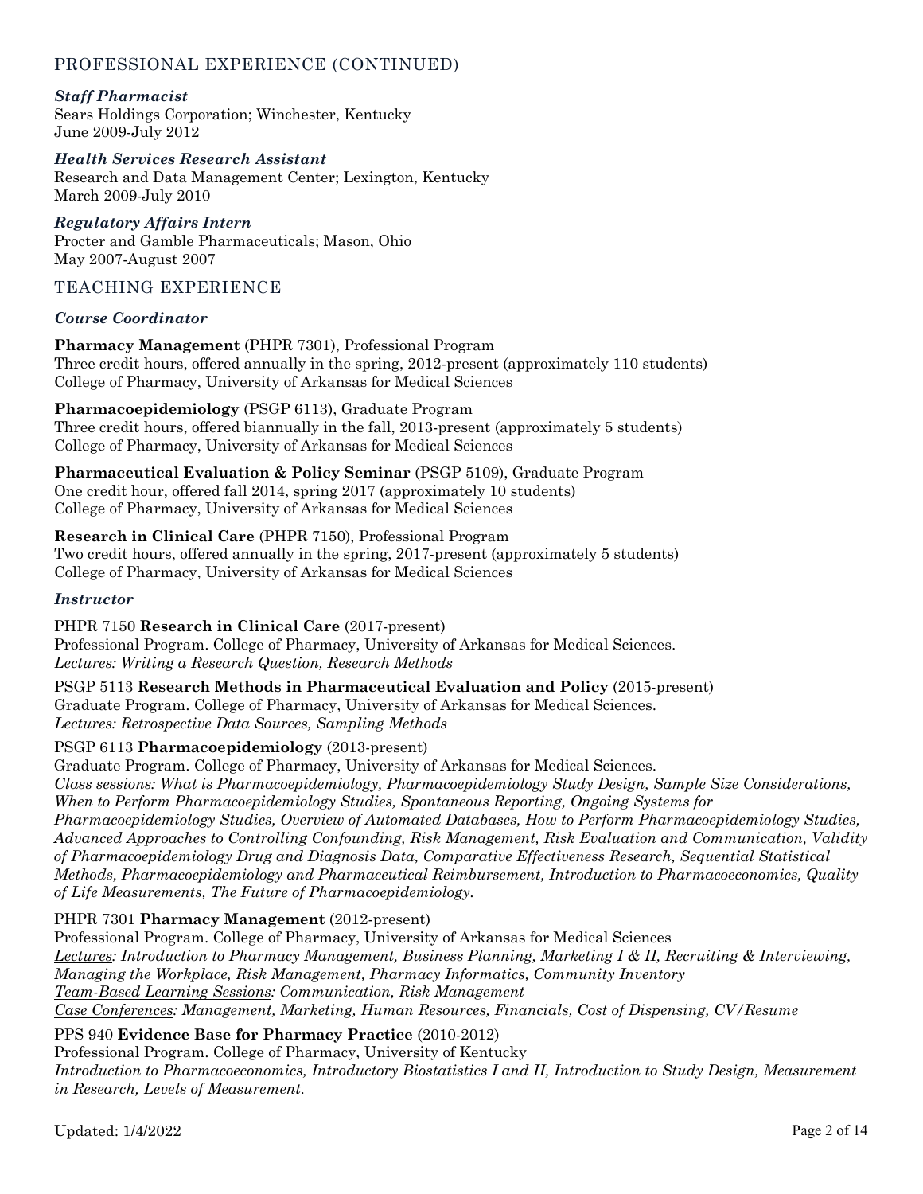## PROFESSIONAL EXPERIENCE (CONTINUED)

***Staff Pharmacist***
Sears Holdings Corporation; Winchester, Kentucky
June 2009-July 2012

***Health Services Research Assistant***
Research and Data Management Center; Lexington, Kentucky
March 2009-July 2010

***Regulatory Affairs Intern***
Procter and Gamble Pharmaceuticals; Mason, Ohio
May 2007-August 2007

## TEACHING EXPERIENCE

***Course Coordinator***

**Pharmacy Management** (PHPR 7301), Professional Program
Three credit hours, offered annually in the spring, 2012-present (approximately 110 students)
College of Pharmacy, University of Arkansas for Medical Sciences

**Pharmacoepidemiology** (PSGP 6113), Graduate Program
Three credit hours, offered biannually in the fall, 2013-present (approximately 5 students)
College of Pharmacy, University of Arkansas for Medical Sciences

**Pharmaceutical Evaluation & Policy Seminar** (PSGP 5109), Graduate Program
One credit hour, offered fall 2014, spring 2017 (approximately 10 students)
College of Pharmacy, University of Arkansas for Medical Sciences

**Research in Clinical Care** (PHPR 7150), Professional Program
Two credit hours, offered annually in the spring, 2017-present (approximately 5 students)
College of Pharmacy, University of Arkansas for Medical Sciences

***Instructor***

PHPR 7150 **Research in Clinical Care** (2017-present)
Professional Program. College of Pharmacy, University of Arkansas for Medical Sciences.
*Lectures: Writing a Research Question, Research Methods*

PSGP 5113 **Research Methods in Pharmaceutical Evaluation and Policy** (2015-present)
Graduate Program. College of Pharmacy, University of Arkansas for Medical Sciences.
*Lectures: Retrospective Data Sources, Sampling Methods*

PSGP 6113 **Pharmacoepidemiology** (2013-present)
Graduate Program. College of Pharmacy, University of Arkansas for Medical Sciences.
*Class sessions: What is Pharmacoepidemiology, Pharmacoepidemiology Study Design, Sample Size Considerations, When to Perform Pharmacoepidemiology Studies, Spontaneous Reporting, Ongoing Systems for Pharmacoepidemiology Studies, Overview of Automated Databases, How to Perform Pharmacoepidemiology Studies, Advanced Approaches to Controlling Confounding, Risk Management, Risk Evaluation and Communication, Validity of Pharmacoepidemiology Drug and Diagnosis Data, Comparative Effectiveness Research, Sequential Statistical Methods, Pharmacoepidemiology and Pharmaceutical Reimbursement, Introduction to Pharmacoeconomics, Quality of Life Measurements, The Future of Pharmacoepidemiology.*

PHPR 7301 **Pharmacy Management** (2012-present)
Professional Program. College of Pharmacy, University of Arkansas for Medical Sciences
<u>*Lectures*</u>*: Introduction to Pharmacy Management, Business Planning, Marketing I & II, Recruiting & Interviewing, Managing the Workplace, Risk Management, Pharmacy Informatics, Community Inventory*
<u>*Team-Based Learning Sessions*</u>*: Communication, Risk Management*
<u>*Case Conferences*</u>*: Management, Marketing, Human Resources, Financials, Cost of Dispensing, CV/Resume*

PPS 940 **Evidence Base for Pharmacy Practice** (2010-2012)
Professional Program. College of Pharmacy, University of Kentucky
*Introduction to Pharmacoeconomics, Introductory Biostatistics I and II, Introduction to Study Design, Measurement in Research, Levels of Measurement.*

Updated: 1/4/2022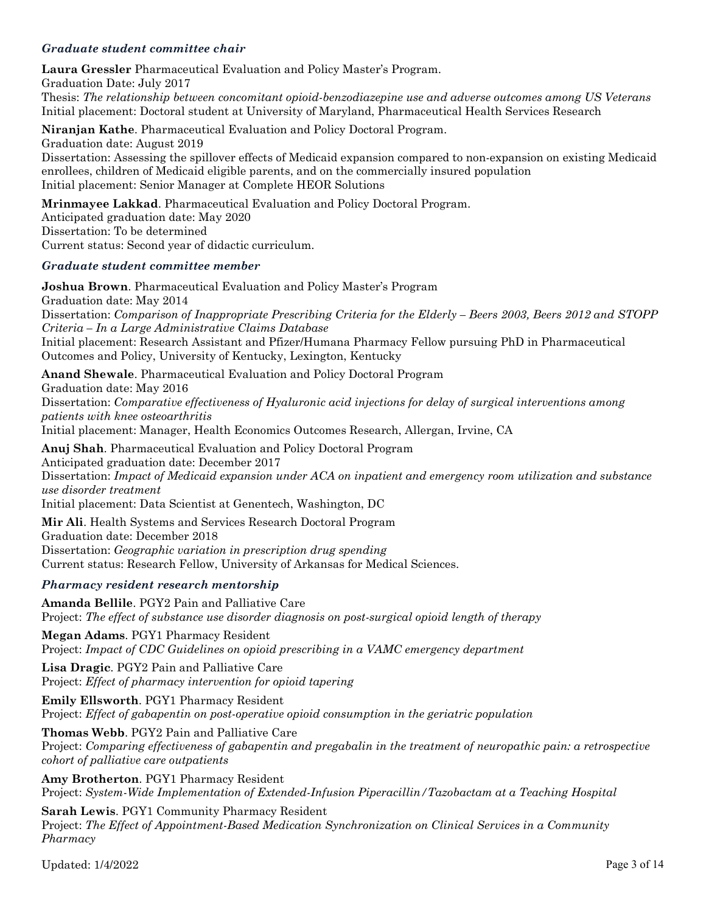### *Graduate student committee chair*

**Laura Gressler** Pharmaceutical Evaluation and Policy Master's Program.
Graduation Date: July 2017
Thesis: *The relationship between concomitant opioid-benzodiazepine use and adverse outcomes among US Veterans*
Initial placement: Doctoral student at University of Maryland, Pharmaceutical Health Services Research

**Niranjan Kathe**. Pharmaceutical Evaluation and Policy Doctoral Program.
Graduation date: August 2019
Dissertation: Assessing the spillover effects of Medicaid expansion compared to non-expansion on existing Medicaid enrollees, children of Medicaid eligible parents, and on the commercially insured population
Initial placement: Senior Manager at Complete HEOR Solutions

**Mrinmayee Lakkad**. Pharmaceutical Evaluation and Policy Doctoral Program.
Anticipated graduation date: May 2020
Dissertation: To be determined
Current status: Second year of didactic curriculum.

### *Graduate student committee member*

**Joshua Brown**. Pharmaceutical Evaluation and Policy Master's Program
Graduation date: May 2014
Dissertation: *Comparison of Inappropriate Prescribing Criteria for the Elderly – Beers 2003, Beers 2012 and STOPP Criteria – In a Large Administrative Claims Database*
Initial placement: Research Assistant and Pfizer/Humana Pharmacy Fellow pursuing PhD in Pharmaceutical Outcomes and Policy, University of Kentucky, Lexington, Kentucky

**Anand Shewale**. Pharmaceutical Evaluation and Policy Doctoral Program
Graduation date: May 2016
Dissertation: *Comparative effectiveness of Hyaluronic acid injections for delay of surgical interventions among patients with knee osteoarthritis*
Initial placement: Manager, Health Economics Outcomes Research, Allergan, Irvine, CA

**Anuj Shah**. Pharmaceutical Evaluation and Policy Doctoral Program
Anticipated graduation date: December 2017
Dissertation: *Impact of Medicaid expansion under ACA on inpatient and emergency room utilization and substance use disorder treatment*
Initial placement: Data Scientist at Genentech, Washington, DC

**Mir Ali**. Health Systems and Services Research Doctoral Program
Graduation date: December 2018
Dissertation: *Geographic variation in prescription drug spending*
Current status: Research Fellow, University of Arkansas for Medical Sciences.

### *Pharmacy resident research mentorship*

**Amanda Bellile**. PGY2 Pain and Palliative Care
Project: *The effect of substance use disorder diagnosis on post-surgical opioid length of therapy*

**Megan Adams**. PGY1 Pharmacy Resident
Project: *Impact of CDC Guidelines on opioid prescribing in a VAMC emergency department*

**Lisa Dragic**. PGY2 Pain and Palliative Care
Project: *Effect of pharmacy intervention for opioid tapering*

**Emily Ellsworth**. PGY1 Pharmacy Resident
Project: *Effect of gabapentin on post-operative opioid consumption in the geriatric population*

**Thomas Webb**. PGY2 Pain and Palliative Care
Project: *Comparing effectiveness of gabapentin and pregabalin in the treatment of neuropathic pain: a retrospective cohort of palliative care outpatients*

**Amy Brotherton**. PGY1 Pharmacy Resident
Project: *System-Wide Implementation of Extended-Infusion Piperacillin/Tazobactam at a Teaching Hospital*

**Sarah Lewis**. PGY1 Community Pharmacy Resident
Project: *The Effect of Appointment-Based Medication Synchronization on Clinical Services in a Community Pharmacy*

Updated: 1/4/2022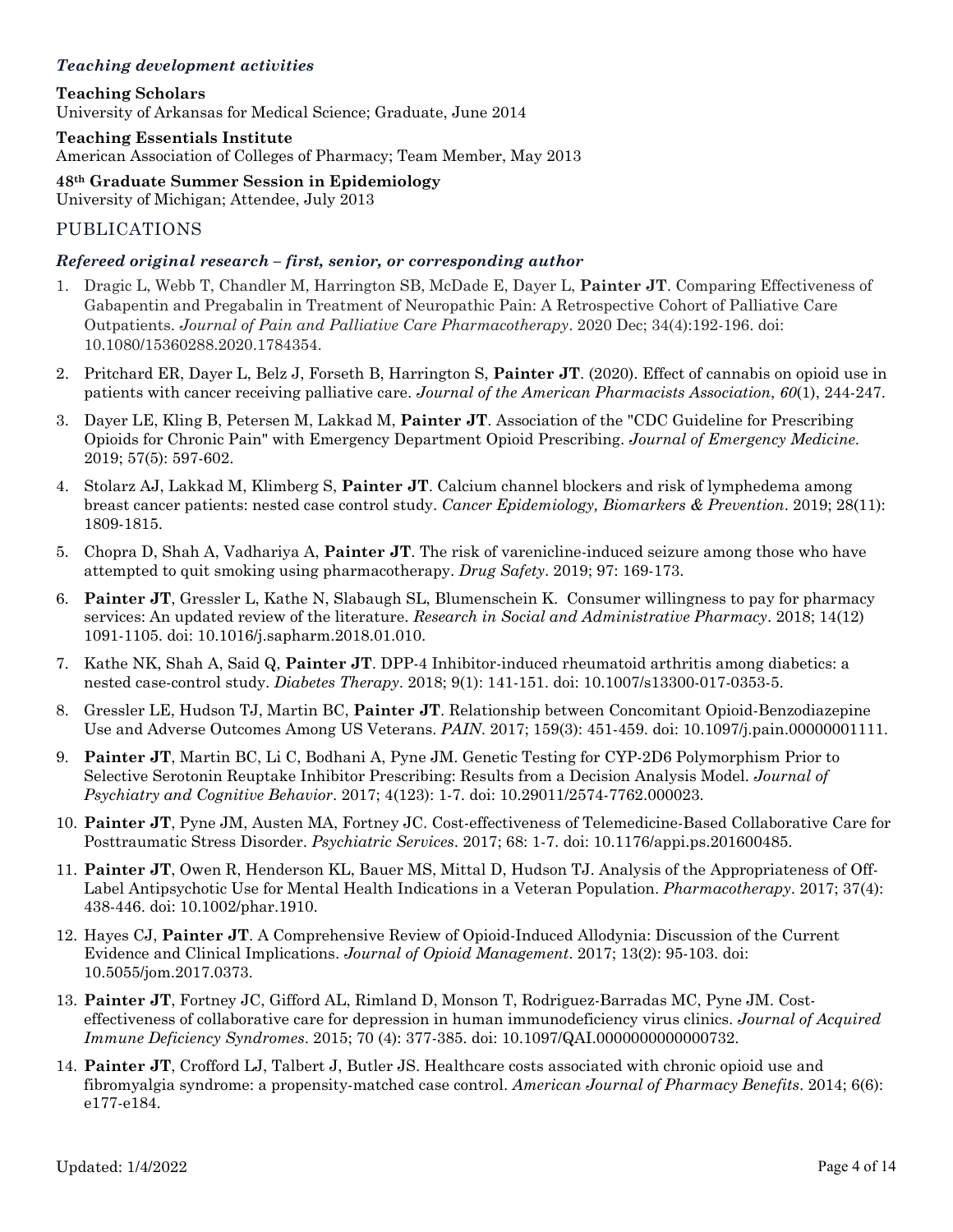### *Teaching development activities*

**Teaching Scholars**
University of Arkansas for Medical Science; Graduate, June 2014

**Teaching Essentials Institute**
American Association of Colleges of Pharmacy; Team Member, May 2013

**48th Graduate Summer Session in Epidemiology**
University of Michigan; Attendee, July 2013

## PUBLICATIONS

### *Refereed original research – first, senior, or corresponding author*

1. Dragic L, Webb T, Chandler M, Harrington SB, McDade E, Dayer L, **Painter JT**. Comparing Effectiveness of Gabapentin and Pregabalin in Treatment of Neuropathic Pain: A Retrospective Cohort of Palliative Care Outpatients. *Journal of Pain and Palliative Care Pharmacotherapy*. 2020 Dec; 34(4):192-196. doi: 10.1080/15360288.2020.1784354.
2. Pritchard ER, Dayer L, Belz J, Forseth B, Harrington S, **Painter JT**. (2020). Effect of cannabis on opioid use in patients with cancer receiving palliative care. *Journal of the American Pharmacists Association*, *60*(1), 244-247.
3. Dayer LE, Kling B, Petersen M, Lakkad M, **Painter JT**. Association of the "CDC Guideline for Prescribing Opioids for Chronic Pain" with Emergency Department Opioid Prescribing. *Journal of Emergency Medicine*. 2019; 57(5): 597-602.
4. Stolarz AJ, Lakkad M, Klimberg S, **Painter JT**. Calcium channel blockers and risk of lymphedema among breast cancer patients: nested case control study. *Cancer Epidemiology, Biomarkers & Prevention*. 2019; 28(11): 1809-1815.
5. Chopra D, Shah A, Vadhariya A, **Painter JT**. The risk of varenicline-induced seizure among those who have attempted to quit smoking using pharmacotherapy. *Drug Safety*. 2019; 97: 169-173.
6. **Painter JT**, Gressler L, Kathe N, Slabaugh SL, Blumenschein K. Consumer willingness to pay for pharmacy services: An updated review of the literature. *Research in Social and Administrative Pharmacy*. 2018; 14(12) 1091-1105. doi: 10.1016/j.sapharm.2018.01.010.
7. Kathe NK, Shah A, Said Q, **Painter JT**. DPP-4 Inhibitor-induced rheumatoid arthritis among diabetics: a nested case-control study. *Diabetes Therapy*. 2018; 9(1): 141-151. doi: 10.1007/s13300-017-0353-5.
8. Gressler LE, Hudson TJ, Martin BC, **Painter JT**. Relationship between Concomitant Opioid-Benzodiazepine Use and Adverse Outcomes Among US Veterans. *PAIN*. 2017; 159(3): 451-459. doi: 10.1097/j.pain.00000000001111.
9. **Painter JT**, Martin BC, Li C, Bodhani A, Pyne JM. Genetic Testing for CYP-2D6 Polymorphism Prior to Selective Serotonin Reuptake Inhibitor Prescribing: Results from a Decision Analysis Model. *Journal of Psychiatry and Cognitive Behavior*. 2017; 4(123): 1-7. doi: 10.29011/2574-7762.000023.
10. **Painter JT**, Pyne JM, Austen MA, Fortney JC. Cost-effectiveness of Telemedicine-Based Collaborative Care for Posttraumatic Stress Disorder. *Psychiatric Services*. 2017; 68: 1-7. doi: 10.1176/appi.ps.201600485.
11. **Painter JT**, Owen R, Henderson KL, Bauer MS, Mittal D, Hudson TJ. Analysis of the Appropriateness of Off-Label Antipsychotic Use for Mental Health Indications in a Veteran Population. *Pharmacotherapy*. 2017; 37(4): 438-446. doi: 10.1002/phar.1910.
12. Hayes CJ, **Painter JT**. A Comprehensive Review of Opioid-Induced Allodynia: Discussion of the Current Evidence and Clinical Implications. *Journal of Opioid Management*. 2017; 13(2): 95-103. doi: 10.5055/jom.2017.0373.
13. **Painter JT**, Fortney JC, Gifford AL, Rimland D, Monson T, Rodriguez-Barradas MC, Pyne JM. Cost-effectiveness of collaborative care for depression in human immunodeficiency virus clinics. *Journal of Acquired Immune Deficiency Syndromes*. 2015; 70 (4): 377-385. doi: 10.1097/QAI.0000000000000732.
14. **Painter JT**, Crofford LJ, Talbert J, Butler JS. Healthcare costs associated with chronic opioid use and fibromyalgia syndrome: a propensity-matched case control. *American Journal of Pharmacy Benefits*. 2014; 6(6): e177-e184.

Updated: 1/4/2022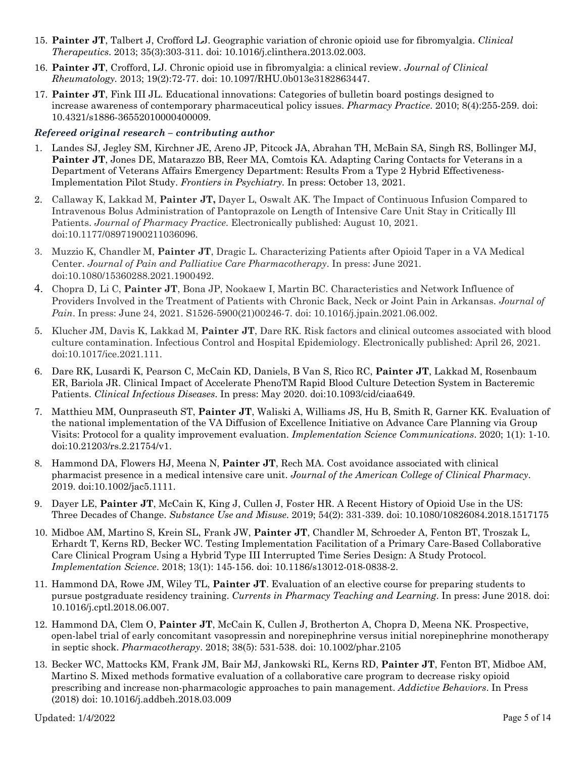15. **Painter JT**, Talbert J, Crofford LJ. Geographic variation of chronic opioid use for fibromyalgia. *Clinical Therapeutics*. 2013; 35(3):303-311. doi: 10.1016/j.clinthera.2013.02.003.
16. **Painter JT**, Crofford, LJ. Chronic opioid use in fibromyalgia: a clinical review. *Journal of Clinical Rheumatology.* 2013; 19(2):72-77. doi: 10.1097/RHU.0b013e3182863447.
17. **Painter JT**, Fink III JL. Educational innovations: Categories of bulletin board postings designed to increase awareness of contemporary pharmaceutical policy issues. *Pharmacy Practice*. 2010; 8(4):255-259. doi: 10.4321/s1886-36552010000400009.

***Refereed original research – contributing author***

1. Landes SJ, Jegley SM, Kirchner JE, Areno JP, Pitcock JA, Abrahan TH, McBain SA, Singh RS, Bollinger MJ, **Painter JT**, Jones DE, Matarazzo BB, Reer MA, Comtois KA. Adapting Caring Contacts for Veterans in a Department of Veterans Affairs Emergency Department: Results From a Type 2 Hybrid Effectiveness-Implementation Pilot Study. *Frontiers in Psychiatry.* In press: October 13, 2021.
2. Callaway K, Lakkad M, **Painter JT,** Dayer L, Oswalt AK. The Impact of Continuous Infusion Compared to Intravenous Bolus Administration of Pantoprazole on Length of Intensive Care Unit Stay in Critically Ill Patients. *Journal of Pharmacy Practice.* Electronically published: August 10, 2021. doi:10.1177/08971900211036096.
3. Muzzio K, Chandler M, **Painter JT**, Dragic L. Characterizing Patients after Opioid Taper in a VA Medical Center. *Journal of Pain and Palliative Care Pharmacotherapy*. In press: June 2021. doi:10.1080/15360288.2021.1900492.
4. Chopra D, Li C, **Painter JT**, Bona JP, Nookaew I, Martin BC. Characteristics and Network Influence of Providers Involved in the Treatment of Patients with Chronic Back, Neck or Joint Pain in Arkansas. *Journal of Pain*. In press: June 24, 2021. S1526-5900(21)00246-7. doi: 10.1016/j.jpain.2021.06.002.
5. Klucher JM, Davis K, Lakkad M, **Painter JT**, Dare RK. Risk factors and clinical outcomes associated with blood culture contamination. Infectious Control and Hospital Epidemiology. Electronically published: April 26, 2021. doi:10.1017/ice.2021.111.
6. Dare RK, Lusardi K, Pearson C, McCain KD, Daniels, B Van S, Rico RC, **Painter JT**, Lakkad M, Rosenbaum ER, Bariola JR. Clinical Impact of Accelerate PhenoTM Rapid Blood Culture Detection System in Bacteremic Patients. *Clinical Infectious Diseases*. In press: May 2020. doi:10.1093/cid/ciaa649.
7. Matthieu MM, Ounpraseuth ST, **Painter JT**, Waliski A, Williams JS, Hu B, Smith R, Garner KK. Evaluation of the national implementation of the VA Diffusion of Excellence Initiative on Advance Care Planning via Group Visits: Protocol for a quality improvement evaluation. *Implementation Science Communications*. 2020; 1(1): 1-10. doi:10.21203/rs.2.21754/v1.
8. Hammond DA, Flowers HJ, Meena N, **Painter JT**, Rech MA. Cost avoidance associated with clinical pharmacist presence in a medical intensive care unit. *Journal of the American College of Clinical Pharmacy*. 2019. doi:10.1002/jac5.1111.
9. Dayer LE, **Painter JT**, McCain K, King J, Cullen J, Foster HR. A Recent History of Opioid Use in the US: Three Decades of Change. *Substance Use and Misuse*. 2019; 54(2): 331-339. doi: 10.1080/10826084.2018.1517175
10. Midboe AM, Martino S, Krein SL, Frank JW, **Painter JT**, Chandler M, Schroeder A, Fenton BT, Troszak L, Erhardt T, Kerns RD, Becker WC. Testing Implementation Facilitation of a Primary Care-Based Collaborative Care Clinical Program Using a Hybrid Type III Interrupted Time Series Design: A Study Protocol. *Implementation Science*. 2018; 13(1): 145-156. doi: 10.1186/s13012-018-0838-2.
11. Hammond DA, Rowe JM, Wiley TL, **Painter JT**. Evaluation of an elective course for preparing students to pursue postgraduate residency training. *Currents in Pharmacy Teaching and Learning*. In press: June 2018. doi: 10.1016/j.cptl.2018.06.007.
12. Hammond DA, Clem O, **Painter JT**, McCain K, Cullen J, Brotherton A, Chopra D, Meena NK. Prospective, open-label trial of early concomitant vasopressin and norepinephrine versus initial norepinephrine monotherapy in septic shock. *Pharmacotherapy*. 2018; 38(5): 531-538. doi: 10.1002/phar.2105
13. Becker WC, Mattocks KM, Frank JM, Bair MJ, Jankowski RL, Kerns RD, **Painter JT**, Fenton BT, Midboe AM, Martino S. Mixed methods formative evaluation of a collaborative care program to decrease risky opioid prescribing and increase non-pharmacologic approaches to pain management. *Addictive Behaviors*. In Press (2018) doi: 10.1016/j.addbeh.2018.03.009

Updated: 1/4/2022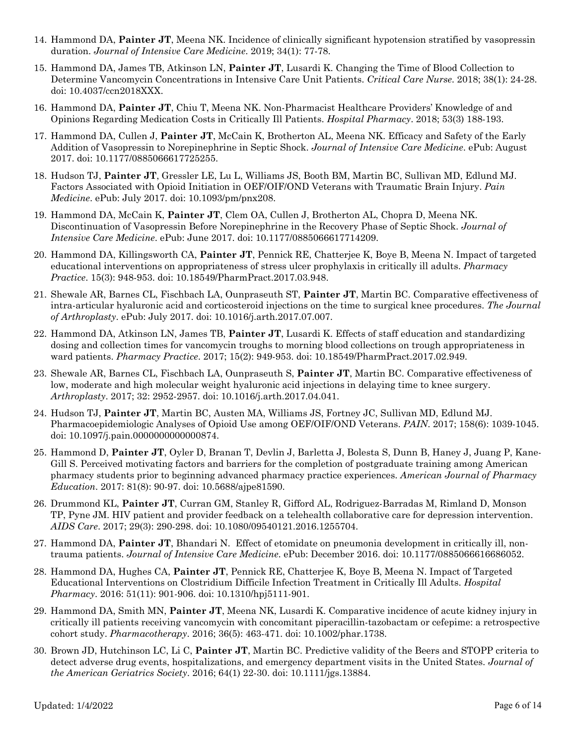14. Hammond DA, **Painter JT**, Meena NK. Incidence of clinically significant hypotension stratified by vasopressin duration. *Journal of Intensive Care Medicine*. 2019; 34(1): 77-78.

15. Hammond DA, James TB, Atkinson LN, **Painter JT**, Lusardi K. Changing the Time of Blood Collection to Determine Vancomycin Concentrations in Intensive Care Unit Patients. *Critical Care Nurse*. 2018; 38(1): 24-28. doi: 10.4037/ccn2018XXX.

16. Hammond DA, **Painter JT**, Chiu T, Meena NK. Non-Pharmacist Healthcare Providers' Knowledge of and Opinions Regarding Medication Costs in Critically Ill Patients. *Hospital Pharmacy*. 2018; 53(3) 188-193.

17. Hammond DA, Cullen J, **Painter JT**, McCain K, Brotherton AL, Meena NK. Efficacy and Safety of the Early Addition of Vasopressin to Norepinephrine in Septic Shock. *Journal of Intensive Care Medicine*. ePub: August 2017. doi: 10.1177/0885066617725255.

18. Hudson TJ, **Painter JT**, Gressler LE, Lu L, Williams JS, Booth BM, Martin BC, Sullivan MD, Edlund MJ. Factors Associated with Opioid Initiation in OEF/OIF/OND Veterans with Traumatic Brain Injury. *Pain Medicine*. ePub: July 2017. doi: 10.1093/pm/pnx208.

19. Hammond DA, McCain K, **Painter JT**, Clem OA, Cullen J, Brotherton AL, Chopra D, Meena NK. Discontinuation of Vasopressin Before Norepinephrine in the Recovery Phase of Septic Shock. *Journal of Intensive Care Medicine*. ePub: June 2017. doi: 10.1177/0885066617714209.

20. Hammond DA, Killingsworth CA, **Painter JT**, Pennick RE, Chatterjee K, Boye B, Meena N. Impact of targeted educational interventions on appropriateness of stress ulcer prophylaxis in critically ill adults. *Pharmacy Practice*. 15(3): 948-953. doi: 10.18549/PharmPract.2017.03.948.

21. Shewale AR, Barnes CL, Fischbach LA, Ounpraseuth ST, **Painter JT**, Martin BC. Comparative effectiveness of intra-articular hyaluronic acid and corticosteroid injections on the time to surgical knee procedures. *The Journal of Arthroplasty*. ePub: July 2017. doi: 10.1016/j.arth.2017.07.007.

22. Hammond DA, Atkinson LN, James TB, **Painter JT**, Lusardi K. Effects of staff education and standardizing dosing and collection times for vancomycin troughs to morning blood collections on trough appropriateness in ward patients. *Pharmacy Practice*. 2017; 15(2): 949-953. doi: 10.18549/PharmPract.2017.02.949.

23. Shewale AR, Barnes CL, Fischbach LA, Ounpraseuth S, **Painter JT**, Martin BC. Comparative effectiveness of low, moderate and high molecular weight hyaluronic acid injections in delaying time to knee surgery. *Arthroplasty*. 2017; 32: 2952-2957. doi: 10.1016/j.arth.2017.04.041.

24. Hudson TJ, **Painter JT**, Martin BC, Austen MA, Williams JS, Fortney JC, Sullivan MD, Edlund MJ. Pharmacoepidemiologic Analyses of Opioid Use among OEF/OIF/OND Veterans. *PAIN*. 2017; 158(6): 1039-1045. doi: 10.1097/j.pain.0000000000000874.

25. Hammond D, **Painter JT**, Oyler D, Branan T, Devlin J, Barletta J, Bolesta S, Dunn B, Haney J, Juang P, Kane-Gill S. Perceived motivating factors and barriers for the completion of postgraduate training among American pharmacy students prior to beginning advanced pharmacy practice experiences. *American Journal of Pharmacy Education*. 2017: 81(8): 90-97. doi: 10.5688/ajpe81590.

26. Drummond KL, **Painter JT**, Curran GM, Stanley R, Gifford AL, Rodriguez-Barradas M, Rimland D, Monson TP, Pyne JM. HIV patient and provider feedback on a telehealth collaborative care for depression intervention. *AIDS Care*. 2017; 29(3): 290-298. doi: 10.1080/09540121.2016.1255704.

27. Hammond DA, **Painter JT**, Bhandari N. Effect of etomidate on pneumonia development in critically ill, non-trauma patients. *Journal of Intensive Care Medicine*. ePub: December 2016. doi: 10.1177/0885066616686052.

28. Hammond DA, Hughes CA, **Painter JT**, Pennick RE, Chatterjee K, Boye B, Meena N. Impact of Targeted Educational Interventions on Clostridium Difficile Infection Treatment in Critically Ill Adults. *Hospital Pharmacy*. 2016: 51(11): 901-906. doi: 10.1310/hpj5111-901.

29. Hammond DA, Smith MN, **Painter JT**, Meena NK, Lusardi K. Comparative incidence of acute kidney injury in critically ill patients receiving vancomycin with concomitant piperacillin-tazobactam or cefepime: a retrospective cohort study. *Pharmacotherapy*. 2016; 36(5): 463-471. doi: 10.1002/phar.1738.

30. Brown JD, Hutchinson LC, Li C, **Painter JT**, Martin BC. Predictive validity of the Beers and STOPP criteria to detect adverse drug events, hospitalizations, and emergency department visits in the United States. *Journal of the American Geriatrics Society*. 2016; 64(1) 22-30. doi: 10.1111/jgs.13884.

Updated: 1/4/2022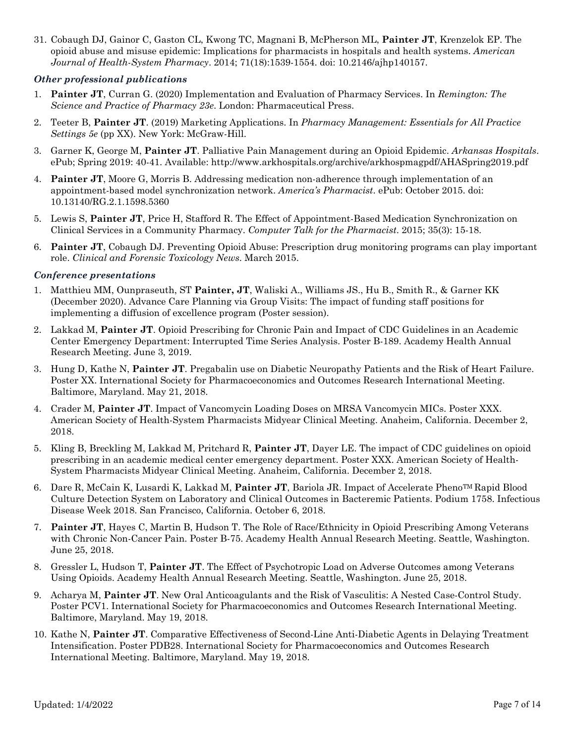31. Cobaugh DJ, Gainor C, Gaston CL, Kwong TC, Magnani B, McPherson ML, **Painter JT**, Krenzelok EP. The opioid abuse and misuse epidemic: Implications for pharmacists in hospitals and health systems. *American Journal of Health-System Pharmacy*. 2014; 71(18):1539-1554. doi: 10.2146/ajhp140157.

### *Other professional publications*

1. **Painter JT**, Curran G. (2020) Implementation and Evaluation of Pharmacy Services. In *Remington: The Science and Practice of Pharmacy 23e*. London: Pharmaceutical Press.
2. Teeter B, **Painter JT**. (2019) Marketing Applications. In *Pharmacy Management: Essentials for All Practice Settings 5e* (pp XX). New York: McGraw-Hill.
3. Garner K, George M, **Painter JT**. Palliative Pain Management during an Opioid Epidemic. *Arkansas Hospitals*. ePub; Spring 2019: 40-41. Available: http://www.arkhospitals.org/archive/arkhospmagpdf/AHASpring2019.pdf
4. **Painter JT**, Moore G, Morris B. Addressing medication non-adherence through implementation of an appointment-based model synchronization network. *America's Pharmacist*. ePub: October 2015. doi: 10.13140/RG.2.1.1598.5360
5. Lewis S, **Painter JT**, Price H, Stafford R. The Effect of Appointment-Based Medication Synchronization on Clinical Services in a Community Pharmacy. *Computer Talk for the Pharmacist*. 2015; 35(3): 15-18.
6. **Painter JT**, Cobaugh DJ. Preventing Opioid Abuse: Prescription drug monitoring programs can play important role. *Clinical and Forensic Toxicology News*. March 2015.

### *Conference presentations*

1. Matthieu MM, Ounpraseuth, ST **Painter, JT**, Waliski A., Williams JS., Hu B., Smith R., & Garner KK (December 2020). Advance Care Planning via Group Visits: The impact of funding staff positions for implementing a diffusion of excellence program (Poster session).
2. Lakkad M, **Painter JT**. Opioid Prescribing for Chronic Pain and Impact of CDC Guidelines in an Academic Center Emergency Department: Interrupted Time Series Analysis. Poster B-189. Academy Health Annual Research Meeting. June 3, 2019.
3. Hung D, Kathe N, **Painter JT**. Pregabalin use on Diabetic Neuropathy Patients and the Risk of Heart Failure. Poster XX. International Society for Pharmacoeconomics and Outcomes Research International Meeting. Baltimore, Maryland. May 21, 2018.
4. Crader M, **Painter JT**. Impact of Vancomycin Loading Doses on MRSA Vancomycin MICs. Poster XXX. American Society of Health-System Pharmacists Midyear Clinical Meeting. Anaheim, California. December 2, 2018.
5. Kling B, Breckling M, Lakkad M, Pritchard R, **Painter JT**, Dayer LE. The impact of CDC guidelines on opioid prescribing in an academic medical center emergency department. Poster XXX. American Society of Health-System Pharmacists Midyear Clinical Meeting. Anaheim, California. December 2, 2018.
6. Dare R, McCain K, Lusardi K, Lakkad M, **Painter JT**, Bariola JR. Impact of Accelerate Pheno™ Rapid Blood Culture Detection System on Laboratory and Clinical Outcomes in Bacteremic Patients. Podium 1758. Infectious Disease Week 2018. San Francisco, California. October 6, 2018.
7. **Painter JT**, Hayes C, Martin B, Hudson T. The Role of Race/Ethnicity in Opioid Prescribing Among Veterans with Chronic Non-Cancer Pain. Poster B-75. Academy Health Annual Research Meeting. Seattle, Washington. June 25, 2018.
8. Gressler L, Hudson T, **Painter JT**. The Effect of Psychotropic Load on Adverse Outcomes among Veterans Using Opioids. Academy Health Annual Research Meeting. Seattle, Washington. June 25, 2018.
9. Acharya M, **Painter JT**. New Oral Anticoagulants and the Risk of Vasculitis: A Nested Case-Control Study. Poster PCV1. International Society for Pharmacoeconomics and Outcomes Research International Meeting. Baltimore, Maryland. May 19, 2018.
10. Kathe N, **Painter JT**. Comparative Effectiveness of Second-Line Anti-Diabetic Agents in Delaying Treatment Intensification. Poster PDB28. International Society for Pharmacoeconomics and Outcomes Research International Meeting. Baltimore, Maryland. May 19, 2018.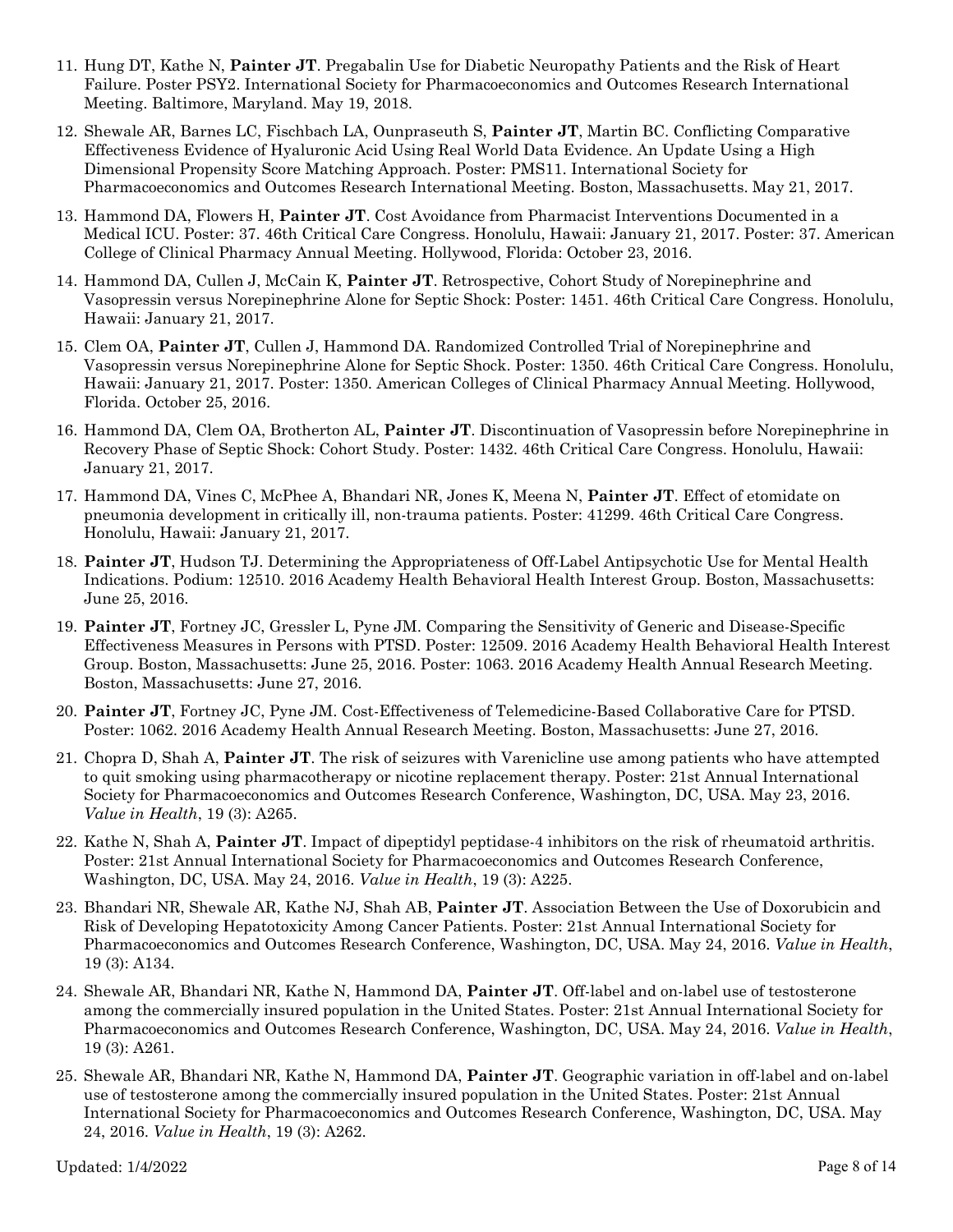11. Hung DT, Kathe N, **Painter JT**. Pregabalin Use for Diabetic Neuropathy Patients and the Risk of Heart Failure. Poster PSY2. International Society for Pharmacoeconomics and Outcomes Research International Meeting. Baltimore, Maryland. May 19, 2018.

12. Shewale AR, Barnes LC, Fischbach LA, Ounpraseuth S, **Painter JT**, Martin BC. Conflicting Comparative Effectiveness Evidence of Hyaluronic Acid Using Real World Data Evidence. An Update Using a High Dimensional Propensity Score Matching Approach. Poster: PMS11. International Society for Pharmacoeconomics and Outcomes Research International Meeting. Boston, Massachusetts. May 21, 2017.

13. Hammond DA, Flowers H, **Painter JT**. Cost Avoidance from Pharmacist Interventions Documented in a Medical ICU. Poster: 37. 46th Critical Care Congress. Honolulu, Hawaii: January 21, 2017. Poster: 37. American College of Clinical Pharmacy Annual Meeting. Hollywood, Florida: October 23, 2016.

14. Hammond DA, Cullen J, McCain K, **Painter JT**. Retrospective, Cohort Study of Norepinephrine and Vasopressin versus Norepinephrine Alone for Septic Shock: Poster: 1451. 46th Critical Care Congress. Honolulu, Hawaii: January 21, 2017.

15. Clem OA, **Painter JT**, Cullen J, Hammond DA. Randomized Controlled Trial of Norepinephrine and Vasopressin versus Norepinephrine Alone for Septic Shock. Poster: 1350. 46th Critical Care Congress. Honolulu, Hawaii: January 21, 2017. Poster: 1350. American Colleges of Clinical Pharmacy Annual Meeting. Hollywood, Florida. October 25, 2016.

16. Hammond DA, Clem OA, Brotherton AL, **Painter JT**. Discontinuation of Vasopressin before Norepinephrine in Recovery Phase of Septic Shock: Cohort Study. Poster: 1432. 46th Critical Care Congress. Honolulu, Hawaii: January 21, 2017.

17. Hammond DA, Vines C, McPhee A, Bhandari NR, Jones K, Meena N, **Painter JT**. Effect of etomidate on pneumonia development in critically ill, non-trauma patients. Poster: 41299. 46th Critical Care Congress. Honolulu, Hawaii: January 21, 2017.

18. **Painter JT**, Hudson TJ. Determining the Appropriateness of Off-Label Antipsychotic Use for Mental Health Indications. Podium: 12510. 2016 Academy Health Behavioral Health Interest Group. Boston, Massachusetts: June 25, 2016.

19. **Painter JT**, Fortney JC, Gressler L, Pyne JM. Comparing the Sensitivity of Generic and Disease-Specific Effectiveness Measures in Persons with PTSD. Poster: 12509. 2016 Academy Health Behavioral Health Interest Group. Boston, Massachusetts: June 25, 2016. Poster: 1063. 2016 Academy Health Annual Research Meeting. Boston, Massachusetts: June 27, 2016.

20. **Painter JT**, Fortney JC, Pyne JM. Cost-Effectiveness of Telemedicine-Based Collaborative Care for PTSD. Poster: 1062. 2016 Academy Health Annual Research Meeting. Boston, Massachusetts: June 27, 2016.

21. Chopra D, Shah A, **Painter JT**. The risk of seizures with Varenicline use among patients who have attempted to quit smoking using pharmacotherapy or nicotine replacement therapy. Poster: 21st Annual International Society for Pharmacoeconomics and Outcomes Research Conference, Washington, DC, USA. May 23, 2016. *Value in Health*, 19 (3): A265.

22. Kathe N, Shah A, **Painter JT**. Impact of dipeptidyl peptidase-4 inhibitors on the risk of rheumatoid arthritis. Poster: 21st Annual International Society for Pharmacoeconomics and Outcomes Research Conference, Washington, DC, USA. May 24, 2016. *Value in Health*, 19 (3): A225.

23. Bhandari NR, Shewale AR, Kathe NJ, Shah AB, **Painter JT**. Association Between the Use of Doxorubicin and Risk of Developing Hepatotoxicity Among Cancer Patients. Poster: 21st Annual International Society for Pharmacoeconomics and Outcomes Research Conference, Washington, DC, USA. May 24, 2016. *Value in Health*, 19 (3): A134.

24. Shewale AR, Bhandari NR, Kathe N, Hammond DA, **Painter JT**. Off-label and on-label use of testosterone among the commercially insured population in the United States. Poster: 21st Annual International Society for Pharmacoeconomics and Outcomes Research Conference, Washington, DC, USA. May 24, 2016. *Value in Health*, 19 (3): A261.

25. Shewale AR, Bhandari NR, Kathe N, Hammond DA, **Painter JT**. Geographic variation in off-label and on-label use of testosterone among the commercially insured population in the United States. Poster: 21st Annual International Society for Pharmacoeconomics and Outcomes Research Conference, Washington, DC, USA. May 24, 2016. *Value in Health*, 19 (3): A262.

Updated: 1/4/2022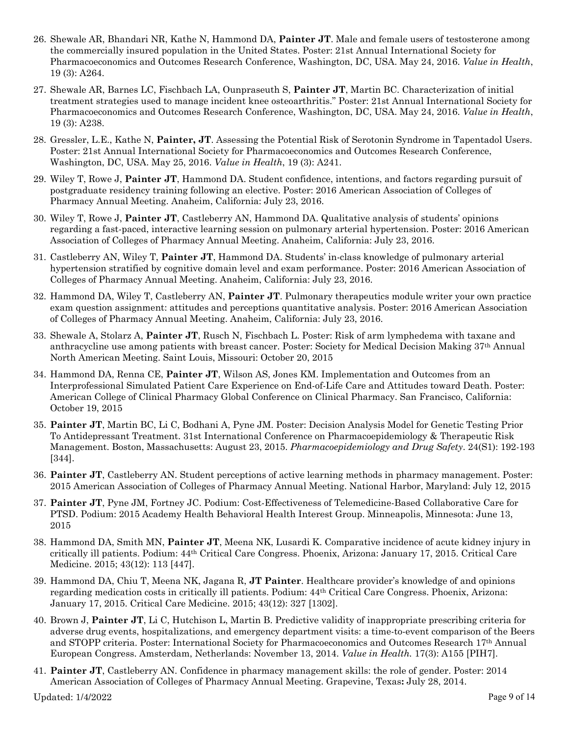26. Shewale AR, Bhandari NR, Kathe N, Hammond DA, **Painter JT**. Male and female users of testosterone among the commercially insured population in the United States. Poster: 21st Annual International Society for Pharmacoeconomics and Outcomes Research Conference, Washington, DC, USA. May 24, 2016. *Value in Health*, 19 (3): A264.
27. Shewale AR, Barnes LC, Fischbach LA, Ounpraseuth S, **Painter JT**, Martin BC. Characterization of initial treatment strategies used to manage incident knee osteoarthritis." Poster: 21st Annual International Society for Pharmacoeconomics and Outcomes Research Conference, Washington, DC, USA. May 24, 2016. *Value in Health*, 19 (3): A238.
28. Gressler, L.E., Kathe N, **Painter, JT**. Assessing the Potential Risk of Serotonin Syndrome in Tapentadol Users. Poster: 21st Annual International Society for Pharmacoeconomics and Outcomes Research Conference, Washington, DC, USA. May 25, 2016. *Value in Health*, 19 (3): A241.
29. Wiley T, Rowe J, **Painter JT**, Hammond DA. Student confidence, intentions, and factors regarding pursuit of postgraduate residency training following an elective. Poster: 2016 American Association of Colleges of Pharmacy Annual Meeting. Anaheim, California: July 23, 2016.
30. Wiley T, Rowe J, **Painter JT**, Castleberry AN, Hammond DA. Qualitative analysis of students' opinions regarding a fast-paced, interactive learning session on pulmonary arterial hypertension. Poster: 2016 American Association of Colleges of Pharmacy Annual Meeting. Anaheim, California: July 23, 2016.
31. Castleberry AN, Wiley T, **Painter JT**, Hammond DA. Students' in-class knowledge of pulmonary arterial hypertension stratified by cognitive domain level and exam performance. Poster: 2016 American Association of Colleges of Pharmacy Annual Meeting. Anaheim, California: July 23, 2016.
32. Hammond DA, Wiley T, Castleberry AN, **Painter JT**. Pulmonary therapeutics module writer your own practice exam question assignment: attitudes and perceptions quantitative analysis. Poster: 2016 American Association of Colleges of Pharmacy Annual Meeting. Anaheim, California: July 23, 2016.
33. Shewale A, Stolarz A, **Painter JT**, Rusch N, Fischbach L. Poster: Risk of arm lymphedema with taxane and anthracycline use among patients with breast cancer. Poster: Society for Medical Decision Making 37th Annual North American Meeting. Saint Louis, Missouri: October 20, 2015
34. Hammond DA, Renna CE, **Painter JT**, Wilson AS, Jones KM. Implementation and Outcomes from an Interprofessional Simulated Patient Care Experience on End-of-Life Care and Attitudes toward Death. Poster: American College of Clinical Pharmacy Global Conference on Clinical Pharmacy. San Francisco, California: October 19, 2015
35. **Painter JT**, Martin BC, Li C, Bodhani A, Pyne JM. Poster: Decision Analysis Model for Genetic Testing Prior To Antidepressant Treatment. 31st International Conference on Pharmacoepidemiology & Therapeutic Risk Management. Boston, Massachusetts: August 23, 2015. *Pharmacoepidemiology and Drug Safety*. 24(S1): 192-193 [344].
36. **Painter JT**, Castleberry AN. Student perceptions of active learning methods in pharmacy management. Poster: 2015 American Association of Colleges of Pharmacy Annual Meeting. National Harbor, Maryland: July 12, 2015
37. **Painter JT**, Pyne JM, Fortney JC. Podium: Cost-Effectiveness of Telemedicine-Based Collaborative Care for PTSD. Podium: 2015 Academy Health Behavioral Health Interest Group. Minneapolis, Minnesota: June 13, 2015
38. Hammond DA, Smith MN, **Painter JT**, Meena NK, Lusardi K. Comparative incidence of acute kidney injury in critically ill patients. Podium: 44th Critical Care Congress. Phoenix, Arizona: January 17, 2015. Critical Care Medicine. 2015; 43(12): 113 [447].
39. Hammond DA, Chiu T, Meena NK, Jagana R, **JT Painter**. Healthcare provider's knowledge of and opinions regarding medication costs in critically ill patients. Podium: 44th Critical Care Congress. Phoenix, Arizona: January 17, 2015. Critical Care Medicine. 2015; 43(12): 327 [1302].
40. Brown J, **Painter JT**, Li C, Hutchison L, Martin B. Predictive validity of inappropriate prescribing criteria for adverse drug events, hospitalizations, and emergency department visits: a time-to-event comparison of the Beers and STOPP criteria. Poster: International Society for Pharmacoeconomics and Outcomes Research 17th Annual European Congress. Amsterdam, Netherlands: November 13, 2014. *Value in Health*. 17(3): A155 [PIH7].
41. **Painter JT**, Castleberry AN. Confidence in pharmacy management skills: the role of gender. Poster: 2014 American Association of Colleges of Pharmacy Annual Meeting. Grapevine, Texas: July 28, 2014.

Updated: 1/4/2022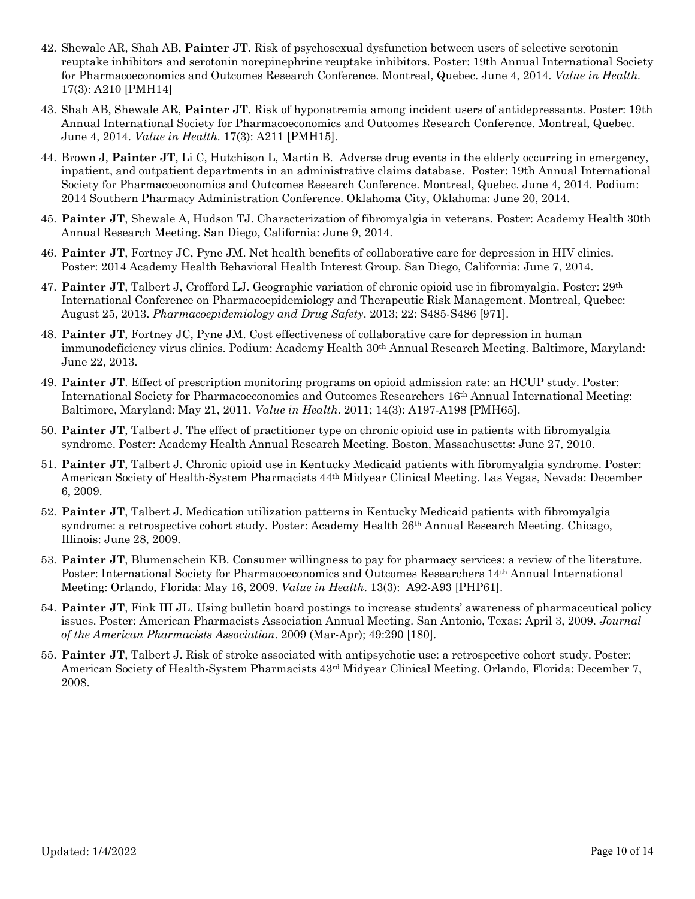42. Shewale AR, Shah AB, **Painter JT**. Risk of psychosexual dysfunction between users of selective serotonin reuptake inhibitors and serotonin norepinephrine reuptake inhibitors. Poster: 19th Annual International Society for Pharmacoeconomics and Outcomes Research Conference. Montreal, Quebec. June 4, 2014. *Value in Health.* 17(3): A210 [PMH14]

43. Shah AB, Shewale AR, **Painter JT**. Risk of hyponatremia among incident users of antidepressants. Poster: 19th Annual International Society for Pharmacoeconomics and Outcomes Research Conference. Montreal, Quebec. June 4, 2014. *Value in Health.* 17(3): A211 [PMH15].

44. Brown J, **Painter JT**, Li C, Hutchison L, Martin B. Adverse drug events in the elderly occurring in emergency, inpatient, and outpatient departments in an administrative claims database. Poster: 19th Annual International Society for Pharmacoeconomics and Outcomes Research Conference. Montreal, Quebec. June 4, 2014. Podium: 2014 Southern Pharmacy Administration Conference. Oklahoma City, Oklahoma: June 20, 2014.

45. **Painter JT**, Shewale A, Hudson TJ. Characterization of fibromyalgia in veterans. Poster: Academy Health 30th Annual Research Meeting. San Diego, California: June 9, 2014.

46. **Painter JT**, Fortney JC, Pyne JM. Net health benefits of collaborative care for depression in HIV clinics. Poster: 2014 Academy Health Behavioral Health Interest Group. San Diego, California: June 7, 2014.

47. **Painter JT**, Talbert J, Crofford LJ. Geographic variation of chronic opioid use in fibromyalgia. Poster: 29th International Conference on Pharmacoepidemiology and Therapeutic Risk Management. Montreal, Quebec: August 25, 2013. *Pharmacoepidemiology and Drug Safety*. 2013; 22: S485-S486 [971].

48. **Painter JT**, Fortney JC, Pyne JM. Cost effectiveness of collaborative care for depression in human immunodeficiency virus clinics. Podium: Academy Health 30th Annual Research Meeting. Baltimore, Maryland: June 22, 2013.

49. **Painter JT**. Effect of prescription monitoring programs on opioid admission rate: an HCUP study. Poster: International Society for Pharmacoeconomics and Outcomes Researchers 16th Annual International Meeting: Baltimore, Maryland: May 21, 2011. *Value in Health*. 2011; 14(3): A197-A198 [PMH65].

50. **Painter JT**, Talbert J. The effect of practitioner type on chronic opioid use in patients with fibromyalgia syndrome. Poster: Academy Health Annual Research Meeting. Boston, Massachusetts: June 27, 2010.

51. **Painter JT**, Talbert J. Chronic opioid use in Kentucky Medicaid patients with fibromyalgia syndrome. Poster: American Society of Health-System Pharmacists 44th Midyear Clinical Meeting. Las Vegas, Nevada: December 6, 2009.

52. **Painter JT**, Talbert J. Medication utilization patterns in Kentucky Medicaid patients with fibromyalgia syndrome: a retrospective cohort study. Poster: Academy Health 26th Annual Research Meeting. Chicago, Illinois: June 28, 2009.

53. **Painter JT**, Blumenschein KB. Consumer willingness to pay for pharmacy services: a review of the literature. Poster: International Society for Pharmacoeconomics and Outcomes Researchers 14th Annual International Meeting: Orlando, Florida: May 16, 2009. *Value in Health*. 13(3): A92-A93 [PHP61].

54. **Painter JT**, Fink III JL. Using bulletin board postings to increase students' awareness of pharmaceutical policy issues. Poster: American Pharmacists Association Annual Meeting. San Antonio, Texas: April 3, 2009. *Journal of the American Pharmacists Association*. 2009 (Mar-Apr); 49:290 [180].

55. **Painter JT**, Talbert J. Risk of stroke associated with antipsychotic use: a retrospective cohort study. Poster: American Society of Health-System Pharmacists 43rd Midyear Clinical Meeting. Orlando, Florida: December 7, 2008.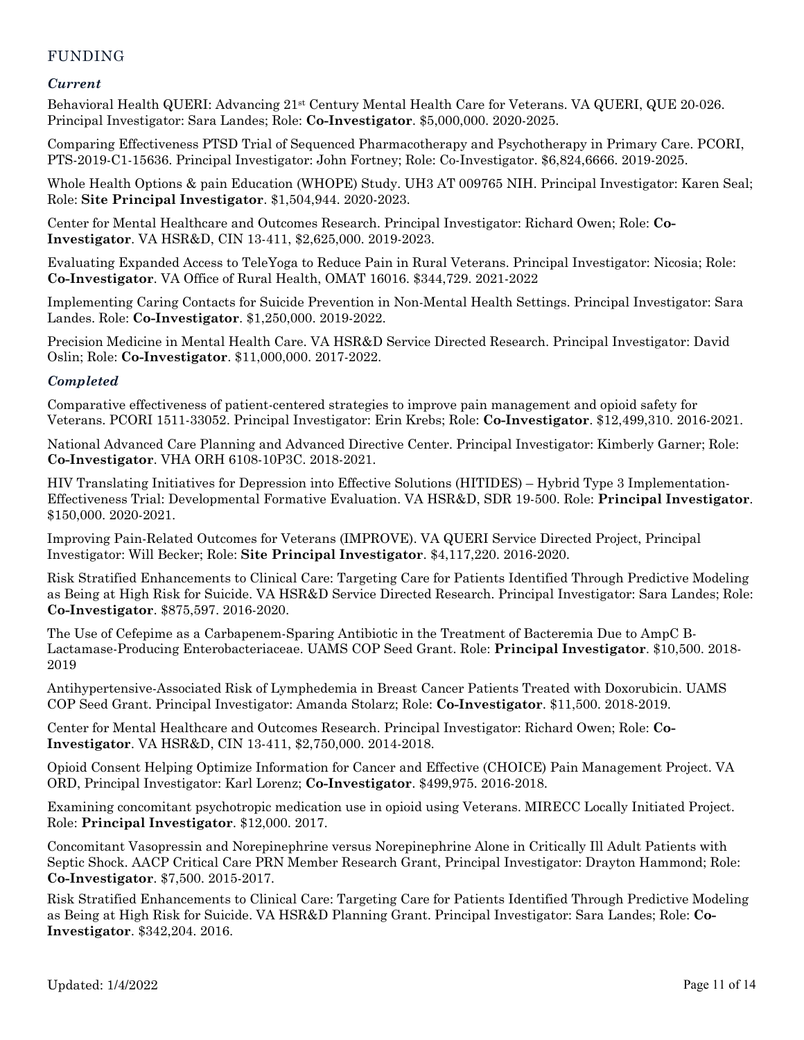## FUNDING

### *Current*

Behavioral Health QUERI: Advancing 21st Century Mental Health Care for Veterans. VA QUERI, QUE 20-026. Principal Investigator: Sara Landes; Role: **Co-Investigator**. $5,000,000. 2020-2025.

Comparing Effectiveness PTSD Trial of Sequenced Pharmacotherapy and Psychotherapy in Primary Care. PCORI, PTS-2019-C1-15636. Principal Investigator: John Fortney; Role: Co-Investigator. $6,824,6666. 2019-2025.

Whole Health Options & pain Education (WHOPE) Study. UH3 AT 009765 NIH. Principal Investigator: Karen Seal; Role: **Site Principal Investigator**. $1,504,944. 2020-2023.

Center for Mental Healthcare and Outcomes Research. Principal Investigator: Richard Owen; Role: **Co-Investigator**. VA HSR&D, CIN 13-411, $2,625,000. 2019-2023.

Evaluating Expanded Access to TeleYoga to Reduce Pain in Rural Veterans. Principal Investigator: Nicosia; Role: **Co-Investigator**. VA Office of Rural Health, OMAT 16016. $344,729. 2021-2022

Implementing Caring Contacts for Suicide Prevention in Non-Mental Health Settings. Principal Investigator: Sara Landes. Role: **Co-Investigator**. $1,250,000. 2019-2022.

Precision Medicine in Mental Health Care. VA HSR&D Service Directed Research. Principal Investigator: David Oslin; Role: **Co-Investigator**. $11,000,000. 2017-2022.

### *Completed*

Comparative effectiveness of patient-centered strategies to improve pain management and opioid safety for Veterans. PCORI 1511-33052. Principal Investigator: Erin Krebs; Role: **Co-Investigator**. $12,499,310. 2016-2021.

National Advanced Care Planning and Advanced Directive Center. Principal Investigator: Kimberly Garner; Role: **Co-Investigator**. VHA ORH 6108-10P3C. 2018-2021.

HIV Translating Initiatives for Depression into Effective Solutions (HITIDES) – Hybrid Type 3 Implementation-Effectiveness Trial: Developmental Formative Evaluation. VA HSR&D, SDR 19-500. Role: **Principal Investigator**. $150,000. 2020-2021.

Improving Pain-Related Outcomes for Veterans (IMPROVE). VA QUERI Service Directed Project, Principal Investigator: Will Becker; Role: **Site Principal Investigator**. $4,117,220. 2016-2020.

Risk Stratified Enhancements to Clinical Care: Targeting Care for Patients Identified Through Predictive Modeling as Being at High Risk for Suicide. VA HSR&D Service Directed Research. Principal Investigator: Sara Landes; Role: **Co-Investigator**. $875,597. 2016-2020.

The Use of Cefepime as a Carbapenem-Sparing Antibiotic in the Treatment of Bacteremia Due to AmpC B-Lactamase-Producing Enterobacteriaceae. UAMS COP Seed Grant. Role: **Principal Investigator**. $10,500. 2018-2019

Antihypertensive-Associated Risk of Lymphedemia in Breast Cancer Patients Treated with Doxorubicin. UAMS COP Seed Grant. Principal Investigator: Amanda Stolarz; Role: **Co-Investigator**. $11,500. 2018-2019.

Center for Mental Healthcare and Outcomes Research. Principal Investigator: Richard Owen; Role: **Co-Investigator**. VA HSR&D, CIN 13-411, $2,750,000. 2014-2018.

Opioid Consent Helping Optimize Information for Cancer and Effective (CHOICE) Pain Management Project. VA ORD, Principal Investigator: Karl Lorenz; **Co-Investigator**. $499,975. 2016-2018.

Examining concomitant psychotropic medication use in opioid using Veterans. MIRECC Locally Initiated Project. Role: **Principal Investigator**. $12,000. 2017.

Concomitant Vasopressin and Norepinephrine versus Norepinephrine Alone in Critically Ill Adult Patients with Septic Shock. AACP Critical Care PRN Member Research Grant, Principal Investigator: Drayton Hammond; Role: **Co-Investigator**. $7,500. 2015-2017.

Risk Stratified Enhancements to Clinical Care: Targeting Care for Patients Identified Through Predictive Modeling as Being at High Risk for Suicide. VA HSR&D Planning Grant. Principal Investigator: Sara Landes; Role: **Co-Investigator**. $342,204. 2016.

Updated: 1/4/2022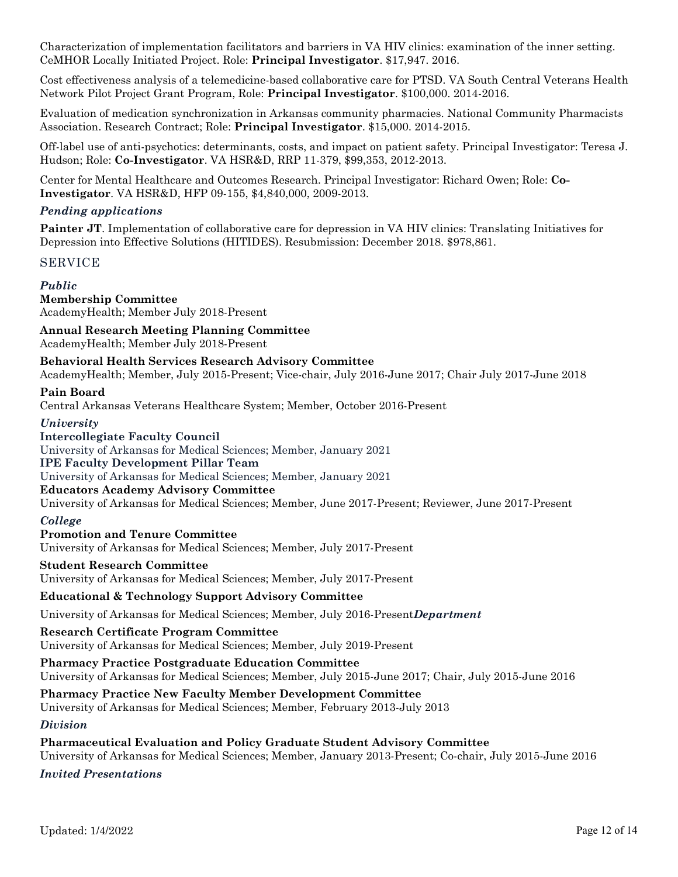Characterization of implementation facilitators and barriers in VA HIV clinics: examination of the inner setting. CeMHOR Locally Initiated Project. Role: **Principal Investigator**. $17,947. 2016.

Cost effectiveness analysis of a telemedicine-based collaborative care for PTSD. VA South Central Veterans Health Network Pilot Project Grant Program, Role: **Principal Investigator**. $100,000. 2014-2016.

Evaluation of medication synchronization in Arkansas community pharmacies. National Community Pharmacists Association. Research Contract; Role: **Principal Investigator**. $15,000. 2014-2015.

Off-label use of anti-psychotics: determinants, costs, and impact on patient safety. Principal Investigator: Teresa J. Hudson; Role: **Co-Investigator**. VA HSR&D, RRP 11-379, $99,353, 2012-2013.

Center for Mental Healthcare and Outcomes Research. Principal Investigator: Richard Owen; Role: **Co-Investigator**. VA HSR&D, HFP 09-155, $4,840,000, 2009-2013.

### *Pending applications*

**Painter JT**. Implementation of collaborative care for depression in VA HIV clinics: Translating Initiatives for Depression into Effective Solutions (HITIDES). Resubmission: December 2018. $978,861.

## SERVICE

### *Public*

**Membership Committee**
AcademyHealth; Member July 2018-Present

**Annual Research Meeting Planning Committee**
AcademyHealth; Member July 2018-Present

**Behavioral Health Services Research Advisory Committee**
AcademyHealth; Member, July 2015-Present; Vice-chair, July 2016-June 2017; Chair July 2017-June 2018

**Pain Board**
Central Arkansas Veterans Healthcare System; Member, October 2016-Present

### *University*

**Intercollegiate Faculty Council**
University of Arkansas for Medical Sciences; Member, January 2021

**IPE Faculty Development Pillar Team**
University of Arkansas for Medical Sciences; Member, January 2021

**Educators Academy Advisory Committee**
University of Arkansas for Medical Sciences; Member, June 2017-Present; Reviewer, June 2017-Present

### *College*

**Promotion and Tenure Committee**
University of Arkansas for Medical Sciences; Member, July 2017-Present

**Student Research Committee**
University of Arkansas for Medical Sciences; Member, July 2017-Present

**Educational & Technology Support Advisory Committee**
University of Arkansas for Medical Sciences; Member, July 2016-Present

### *Department*

**Research Certificate Program Committee**
University of Arkansas for Medical Sciences; Member, July 2019-Present

**Pharmacy Practice Postgraduate Education Committee**
University of Arkansas for Medical Sciences; Member, July 2015-June 2017; Chair, July 2015-June 2016

**Pharmacy Practice New Faculty Member Development Committee**
University of Arkansas for Medical Sciences; Member, February 2013-July 2013

### *Division*

**Pharmaceutical Evaluation and Policy Graduate Student Advisory Committee**
University of Arkansas for Medical Sciences; Member, January 2013-Present; Co-chair, July 2015-June 2016

### *Invited Presentations*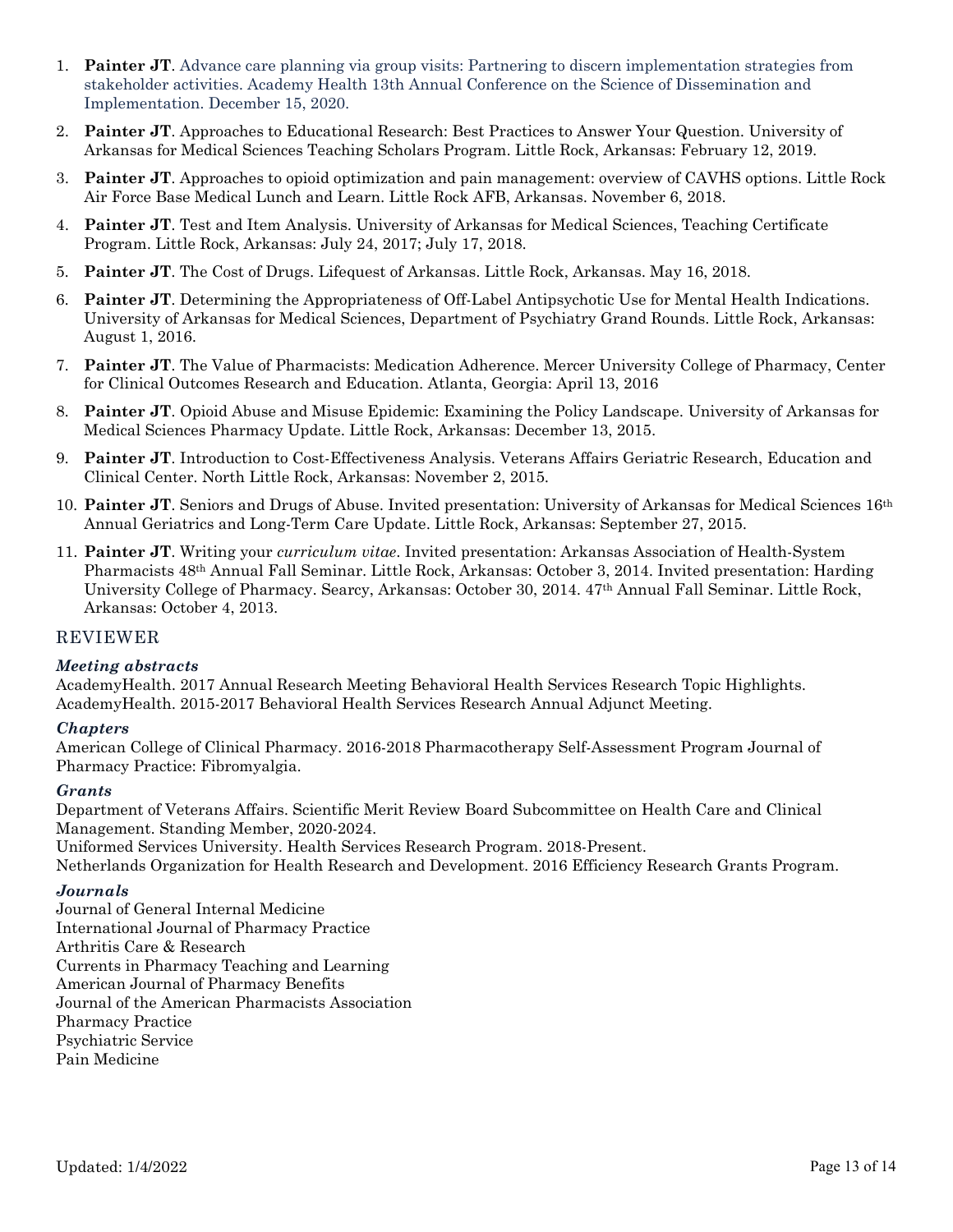1. **Painter JT**. Advance care planning via group visits: Partnering to discern implementation strategies from stakeholder activities. Academy Health 13th Annual Conference on the Science of Dissemination and Implementation. December 15, 2020.
2. **Painter JT**. Approaches to Educational Research: Best Practices to Answer Your Question. University of Arkansas for Medical Sciences Teaching Scholars Program. Little Rock, Arkansas: February 12, 2019.
3. **Painter JT**. Approaches to opioid optimization and pain management: overview of CAVHS options. Little Rock Air Force Base Medical Lunch and Learn. Little Rock AFB, Arkansas. November 6, 2018.
4. **Painter JT**. Test and Item Analysis. University of Arkansas for Medical Sciences, Teaching Certificate Program. Little Rock, Arkansas: July 24, 2017; July 17, 2018.
5. **Painter JT**. The Cost of Drugs. Lifequest of Arkansas. Little Rock, Arkansas. May 16, 2018.
6. **Painter JT**. Determining the Appropriateness of Off-Label Antipsychotic Use for Mental Health Indications. University of Arkansas for Medical Sciences, Department of Psychiatry Grand Rounds. Little Rock, Arkansas: August 1, 2016.
7. **Painter JT**. The Value of Pharmacists: Medication Adherence. Mercer University College of Pharmacy, Center for Clinical Outcomes Research and Education. Atlanta, Georgia: April 13, 2016
8. **Painter JT**. Opioid Abuse and Misuse Epidemic: Examining the Policy Landscape. University of Arkansas for Medical Sciences Pharmacy Update. Little Rock, Arkansas: December 13, 2015.
9. **Painter JT**. Introduction to Cost-Effectiveness Analysis. Veterans Affairs Geriatric Research, Education and Clinical Center. North Little Rock, Arkansas: November 2, 2015.
10. **Painter JT**. Seniors and Drugs of Abuse. Invited presentation: University of Arkansas for Medical Sciences 16th Annual Geriatrics and Long-Term Care Update. Little Rock, Arkansas: September 27, 2015.
11. **Painter JT**. Writing your *curriculum vitae*. Invited presentation: Arkansas Association of Health-System Pharmacists 48th Annual Fall Seminar. Little Rock, Arkansas: October 3, 2014. Invited presentation: Harding University College of Pharmacy. Searcy, Arkansas: October 30, 2014. 47th Annual Fall Seminar. Little Rock, Arkansas: October 4, 2013.

## REVIEWER

### *Meeting abstracts*

AcademyHealth. 2017 Annual Research Meeting Behavioral Health Services Research Topic Highlights.
AcademyHealth. 2015-2017 Behavioral Health Services Research Annual Adjunct Meeting.

### *Chapters*

American College of Clinical Pharmacy. 2016-2018 Pharmacotherapy Self-Assessment Program Journal of Pharmacy Practice: Fibromyalgia.

### *Grants*

Department of Veterans Affairs. Scientific Merit Review Board Subcommittee on Health Care and Clinical Management. Standing Member, 2020-2024.
Uniformed Services University. Health Services Research Program. 2018-Present.
Netherlands Organization for Health Research and Development. 2016 Efficiency Research Grants Program.

### *Journals*

Journal of General Internal Medicine
International Journal of Pharmacy Practice
Arthritis Care & Research
Currents in Pharmacy Teaching and Learning
American Journal of Pharmacy Benefits
Journal of the American Pharmacists Association
Pharmacy Practice
Psychiatric Service
Pain Medicine

Updated: 1/4/2022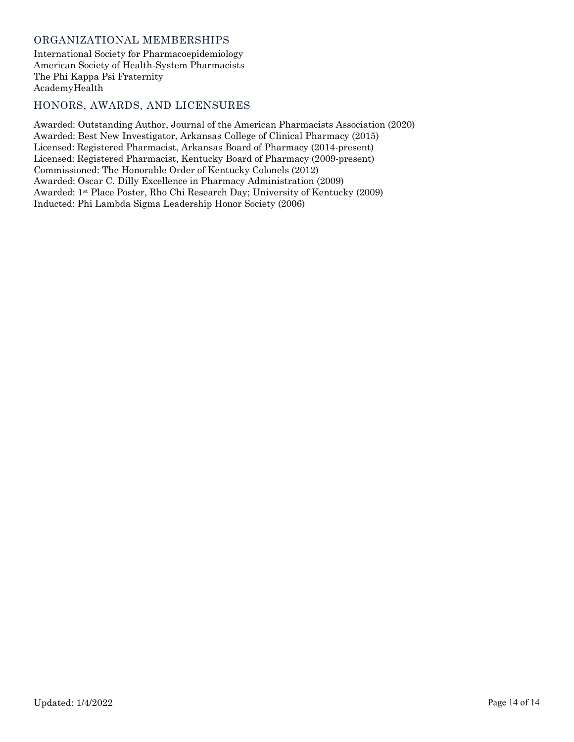## ORGANIZATIONAL MEMBERSHIPS

International Society for Pharmacoepidemiology
American Society of Health-System Pharmacists
The Phi Kappa Psi Fraternity
AcademyHealth

## HONORS, AWARDS, AND LICENSURES

Awarded: Outstanding Author, Journal of the American Pharmacists Association (2020)
Awarded: Best New Investigator, Arkansas College of Clinical Pharmacy (2015)
Licensed: Registered Pharmacist, Arkansas Board of Pharmacy (2014-present)
Licensed: Registered Pharmacist, Kentucky Board of Pharmacy (2009-present)
Commissioned: The Honorable Order of Kentucky Colonels (2012)
Awarded: Oscar C. Dilly Excellence in Pharmacy Administration (2009)
Awarded: 1st Place Poster, Rho Chi Research Day; University of Kentucky (2009)
Inducted: Phi Lambda Sigma Leadership Honor Society (2006)

Updated: 1/4/2022